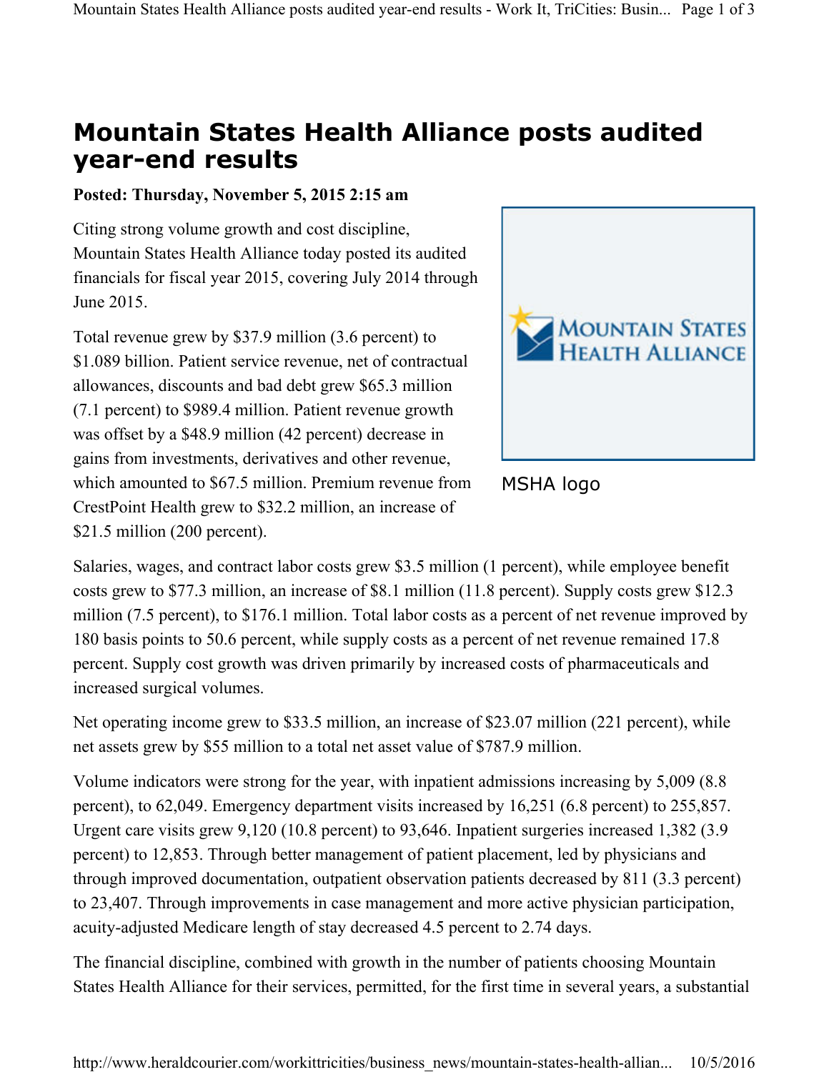# Mountain States Health Alliance posts audited year-end results

**Posted: Thursday, November 5, 2015 2:15 am**

Citing strong volume growth and cost discipline, Mountain States Health Alliance today posted its audited financials for fiscal year 2015, covering July 2014 through June 2015.

Total revenue grew by $37.9 million (3.6 percent) to $1.089 billion. Patient service revenue, net of contractual allowances, discounts and bad debt grew $65.3 million (7.1 percent) to $989.4 million. Patient revenue growth was offset by a $48.9 million (42 percent) decrease in gains from investments, derivatives and other revenue, which amounted to $67.5 million. Premium revenue from CrestPoint Health grew to $32.2 million, an increase of $21.5 million (200 percent).

MSHA logo

Salaries, wages, and contract labor costs grew $3.5 million (1 percent), while employee benefit costs grew to $77.3 million, an increase of $8.1 million (11.8 percent). Supply costs grew $12.3 million (7.5 percent), to $176.1 million. Total labor costs as a percent of net revenue improved by 180 basis points to 50.6 percent, while supply costs as a percent of net revenue remained 17.8 percent. Supply cost growth was driven primarily by increased costs of pharmaceuticals and increased surgical volumes.

Net operating income grew to $33.5 million, an increase of $23.07 million (221 percent), while net assets grew by $55 million to a total net asset value of $787.9 million.

Volume indicators were strong for the year, with inpatient admissions increasing by 5,009 (8.8 percent), to 62,049. Emergency department visits increased by 16,251 (6.8 percent) to 255,857. Urgent care visits grew 9,120 (10.8 percent) to 93,646. Inpatient surgeries increased 1,382 (3.9 percent) to 12,853. Through better management of patient placement, led by physicians and through improved documentation, outpatient observation patients decreased by 811 (3.3 percent) to 23,407. Through improvements in case management and more active physician participation, acuity-adjusted Medicare length of stay decreased 4.5 percent to 2.74 days.

The financial discipline, combined with growth in the number of patients choosing Mountain States Health Alliance for their services, permitted, for the first time in several years, a substantial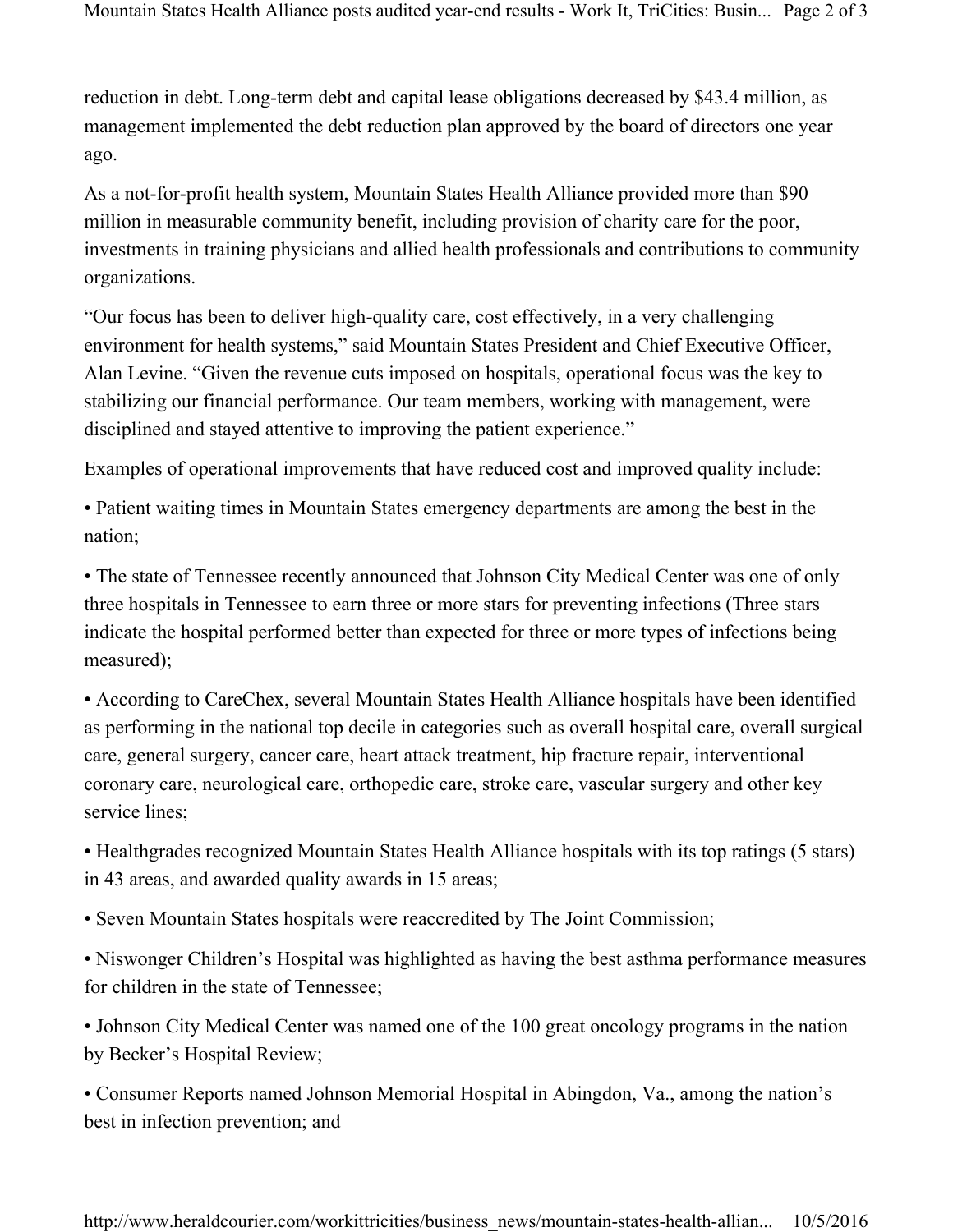reduction in debt. Long-term debt and capital lease obligations decreased by $43.4 million, as management implemented the debt reduction plan approved by the board of directors one year ago.

As a not-for-profit health system, Mountain States Health Alliance provided more than $90 million in measurable community benefit, including provision of charity care for the poor, investments in training physicians and allied health professionals and contributions to community organizations.

"Our focus has been to deliver high-quality care, cost effectively, in a very challenging environment for health systems," said Mountain States President and Chief Executive Officer, Alan Levine. "Given the revenue cuts imposed on hospitals, operational focus was the key to stabilizing our financial performance. Our team members, working with management, were disciplined and stayed attentive to improving the patient experience."

Examples of operational improvements that have reduced cost and improved quality include:

• Patient waiting times in Mountain States emergency departments are among the best in the nation;

• The state of Tennessee recently announced that Johnson City Medical Center was one of only three hospitals in Tennessee to earn three or more stars for preventing infections (Three stars indicate the hospital performed better than expected for three or more types of infections being measured);

• According to CareChex, several Mountain States Health Alliance hospitals have been identified as performing in the national top decile in categories such as overall hospital care, overall surgical care, general surgery, cancer care, heart attack treatment, hip fracture repair, interventional coronary care, neurological care, orthopedic care, stroke care, vascular surgery and other key service lines;

• Healthgrades recognized Mountain States Health Alliance hospitals with its top ratings (5 stars) in 43 areas, and awarded quality awards in 15 areas;

• Seven Mountain States hospitals were reaccredited by The Joint Commission;

• Niswonger Children's Hospital was highlighted as having the best asthma performance measures for children in the state of Tennessee;

• Johnson City Medical Center was named one of the 100 great oncology programs in the nation by Becker's Hospital Review;

• Consumer Reports named Johnson Memorial Hospital in Abingdon, Va., among the nation's best in infection prevention; and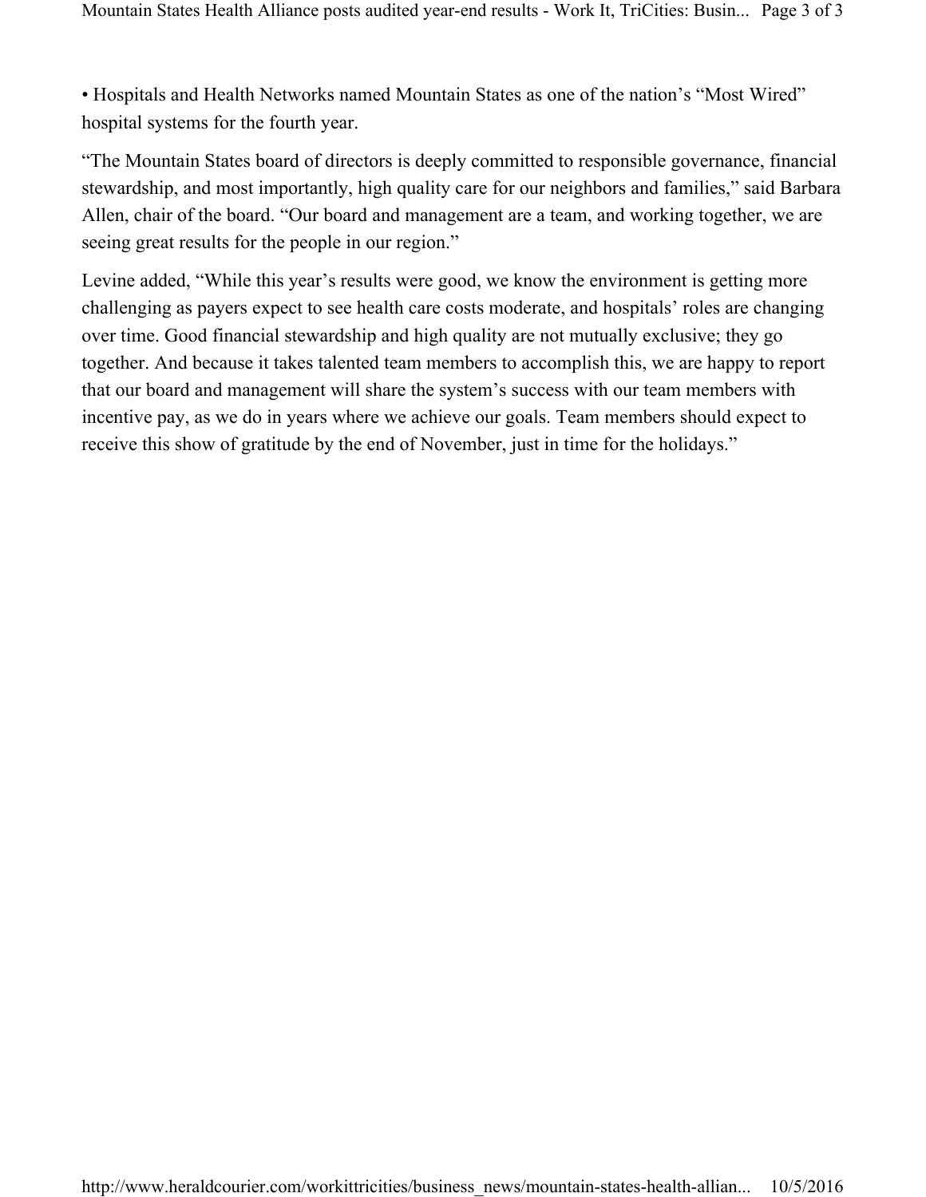• Hospitals and Health Networks named Mountain States as one of the nation's "Most Wired" hospital systems for the fourth year.

"The Mountain States board of directors is deeply committed to responsible governance, financial stewardship, and most importantly, high quality care for our neighbors and families," said Barbara Allen, chair of the board. "Our board and management are a team, and working together, we are seeing great results for the people in our region."

Levine added, "While this year's results were good, we know the environment is getting more challenging as payers expect to see health care costs moderate, and hospitals' roles are changing over time. Good financial stewardship and high quality are not mutually exclusive; they go together. And because it takes talented team members to accomplish this, we are happy to report that our board and management will share the system's success with our team members with incentive pay, as we do in years where we achieve our goals. Team members should expect to receive this show of gratitude by the end of November, just in time for the holidays."